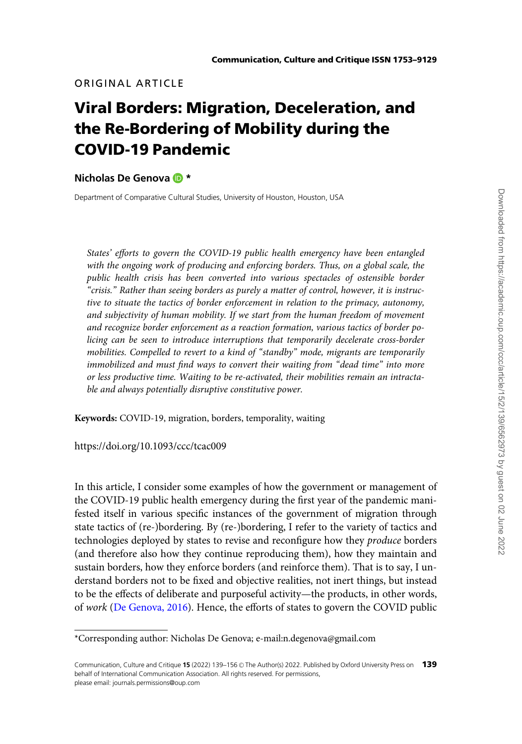ORIGINAL ARTICLE

# Viral Borders: Migration, Deceleration, and the Re-Bordering of Mobility during the COVID-19 Pandemic

**Nicholas De Genova** *

Department of Comparative Cultural Studies, University of Houston, Houston, USA

*States' efforts to govern the COVID-19 public health emergency have been entangled with the ongoing work of producing and enforcing borders. Thus, on a global scale, the public health crisis has been converted into various spectacles of ostensible border "crisis." Rather than seeing borders as purely a matter of control, however, it is instructive to situate the tactics of border enforcement in relation to the primacy, autonomy, and subjectivity of human mobility. If we start from the human freedom of movement and recognize border enforcement as a reaction formation, various tactics of border policing can be seen to introduce interruptions that temporarily decelerate cross-border mobilities. Compelled to revert to a kind of "standby" mode, migrants are temporarily immobilized and must find ways to convert their waiting from "dead time" into more or less productive time. Waiting to be re-activated, their mobilities remain an intractable and always potentially disruptive constitutive power.*

**Keywords:** COVID-19, migration, borders, temporality, waiting

https://doi.org/10.1093/ccc/tcac009

In this article, I consider some examples of how the government or management of the COVID-19 public health emergency during the first year of the pandemic manifested itself in various specific instances of the government of migration through state tactics of (re-)bordering. By (re-)bordering, I refer to the variety of tactics and technologies deployed by states to revise and reconfigure how they *produce* borders (and therefore also how they continue reproducing them), how they maintain and sustain borders, how they enforce borders (and reinforce them). That is to say, I understand borders not to be fixed and objective realities, not inert things, but instead to be the effects of deliberate and purposeful activity—the products, in other words, of *work* (De Genova, 2016). Hence, the efforts of states to govern the COVID public

*Corresponding author: Nicholas De Genova; e-mail:n.degenova@gmail.com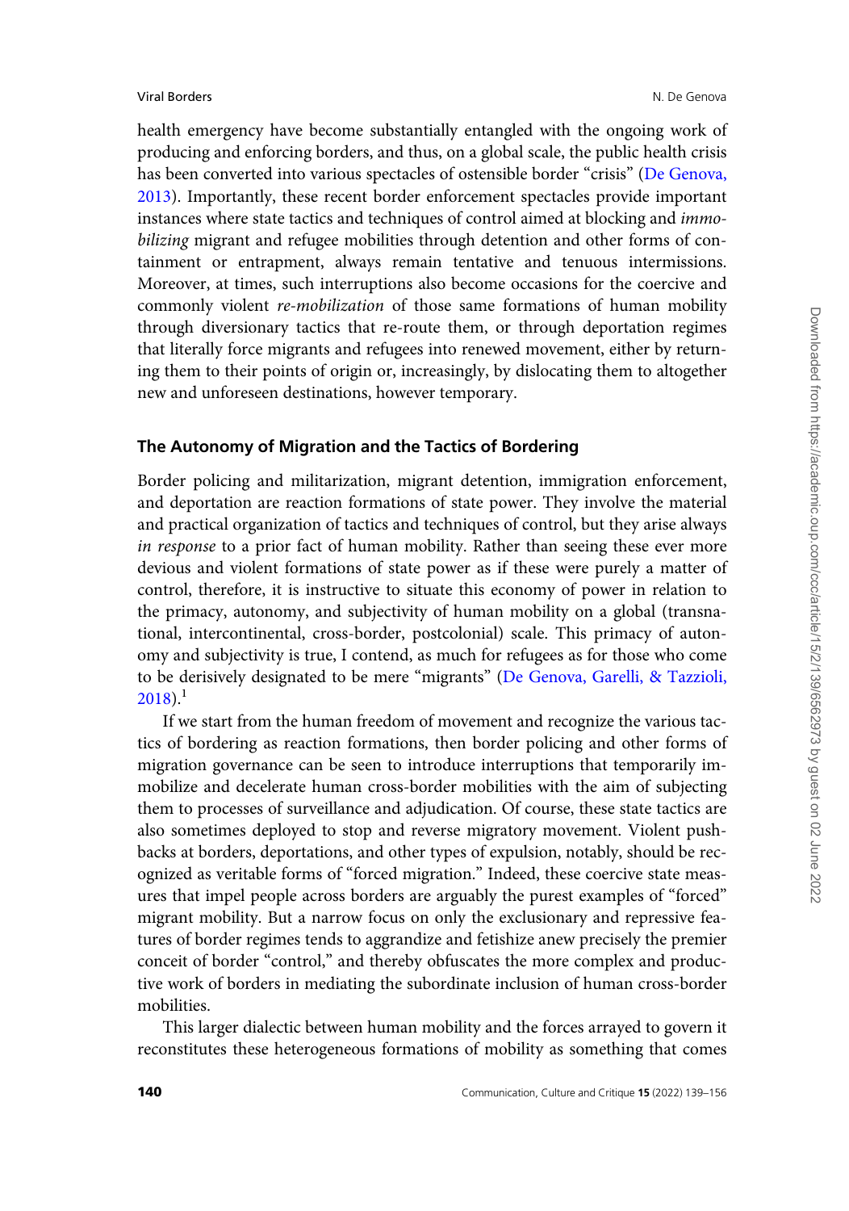health emergency have become substantially entangled with the ongoing work of producing and enforcing borders, and thus, on a global scale, the public health crisis has been converted into various spectacles of ostensible border "crisis" (De Genova, 2013). Importantly, these recent border enforcement spectacles provide important instances where state tactics and techniques of control aimed at blocking and *immobilizing* migrant and refugee mobilities through detention and other forms of containment or entrapment, always remain tentative and tenuous intermissions. Moreover, at times, such interruptions also become occasions for the coercive and commonly violent *re-mobilization* of those same formations of human mobility through diversionary tactics that re-route them, or through deportation regimes that literally force migrants and refugees into renewed movement, either by returning them to their points of origin or, increasingly, by dislocating them to altogether new and unforeseen destinations, however temporary.

## The Autonomy of Migration and the Tactics of Bordering

Border policing and militarization, migrant detention, immigration enforcement, and deportation are reaction formations of state power. They involve the material and practical organization of tactics and techniques of control, but they arise always *in response* to a prior fact of human mobility. Rather than seeing these ever more devious and violent formations of state power as if these were purely a matter of control, therefore, it is instructive to situate this economy of power in relation to the primacy, autonomy, and subjectivity of human mobility on a global (transnational, intercontinental, cross-border, postcolonial) scale. This primacy of autonomy and subjectivity is true, I contend, as much for refugees as for those who come to be derisively designated to be mere "migrants" (De Genova, Garelli, & Tazzioli, 2018).[1]

If we start from the human freedom of movement and recognize the various tactics of bordering as reaction formations, then border policing and other forms of migration governance can be seen to introduce interruptions that temporarily immobilize and decelerate human cross-border mobilities with the aim of subjecting them to processes of surveillance and adjudication. Of course, these state tactics are also sometimes deployed to stop and reverse migratory movement. Violent pushbacks at borders, deportations, and other types of expulsion, notably, should be recognized as veritable forms of "forced migration." Indeed, these coercive state measures that impel people across borders are arguably the purest examples of "forced" migrant mobility. But a narrow focus on only the exclusionary and repressive features of border regimes tends to aggrandize and fetishize anew precisely the premier conceit of border "control," and thereby obfuscates the more complex and productive work of borders in mediating the subordinate inclusion of human cross-border mobilities.

This larger dialectic between human mobility and the forces arrayed to govern it reconstitutes these heterogeneous formations of mobility as something that comes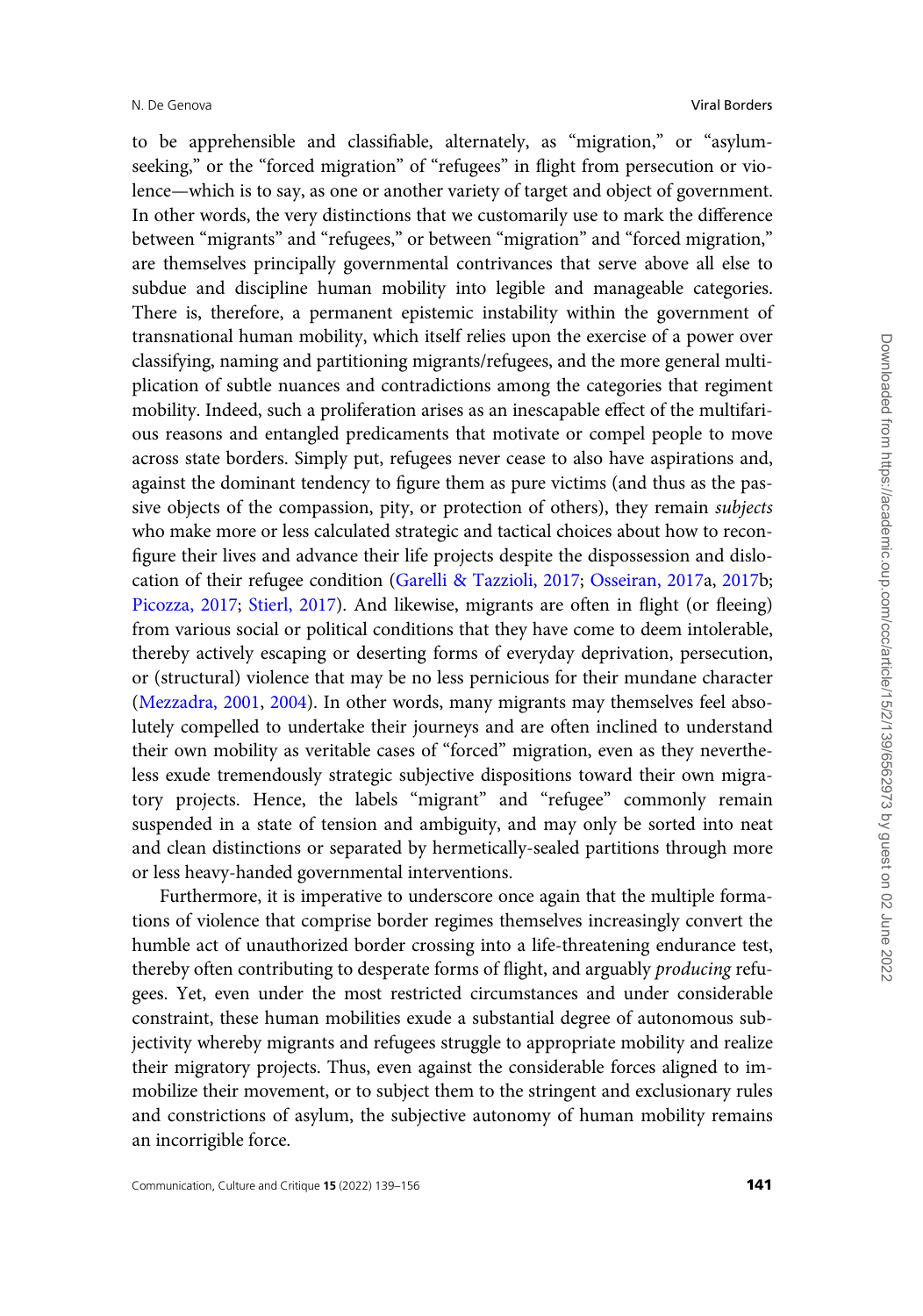to be apprehensible and classifiable, alternately, as "migration," or "asylum-seeking," or the "forced migration" of "refugees" in flight from persecution or violence—which is to say, as one or another variety of target and object of government. In other words, the very distinctions that we customarily use to mark the difference between "migrants" and "refugees," or between "migration" and "forced migration," are themselves principally governmental contrivances that serve above all else to subdue and discipline human mobility into legible and manageable categories. There is, therefore, a permanent epistemic instability within the government of transnational human mobility, which itself relies upon the exercise of a power over classifying, naming and partitioning migrants/refugees, and the more general multiplication of subtle nuances and contradictions among the categories that regiment mobility. Indeed, such a proliferation arises as an inescapable effect of the multifarious reasons and entangled predicaments that motivate or compel people to move across state borders. Simply put, refugees never cease to also have aspirations and, against the dominant tendency to figure them as pure victims (and thus as the passive objects of the compassion, pity, or protection of others), they remain *subjects* who make more or less calculated strategic and tactical choices about how to reconfigure their lives and advance their life projects despite the dispossession and dislocation of their refugee condition (Garelli & Tazzioli, 2017; Osseiran, 2017a, 2017b; Picozza, 2017; Stierl, 2017). And likewise, migrants are often in flight (or fleeing) from various social or political conditions that they have come to deem intolerable, thereby actively escaping or deserting forms of everyday deprivation, persecution, or (structural) violence that may be no less pernicious for their mundane character (Mezzadra, 2001, 2004). In other words, many migrants may themselves feel absolutely compelled to undertake their journeys and are often inclined to understand their own mobility as veritable cases of "forced" migration, even as they nevertheless exude tremendously strategic subjective dispositions toward their own migratory projects. Hence, the labels "migrant" and "refugee" commonly remain suspended in a state of tension and ambiguity, and may only be sorted into neat and clean distinctions or separated by hermetically-sealed partitions through more or less heavy-handed governmental interventions.

Furthermore, it is imperative to underscore once again that the multiple formations of violence that comprise border regimes themselves increasingly convert the humble act of unauthorized border crossing into a life-threatening endurance test, thereby often contributing to desperate forms of flight, and arguably *producing* refugees. Yet, even under the most restricted circumstances and under considerable constraint, these human mobilities exude a substantial degree of autonomous subjectivity whereby migrants and refugees struggle to appropriate mobility and realize their migratory projects. Thus, even against the considerable forces aligned to immobilize their movement, or to subject them to the stringent and exclusionary rules and constrictions of asylum, the subjective autonomy of human mobility remains an incorrigible force.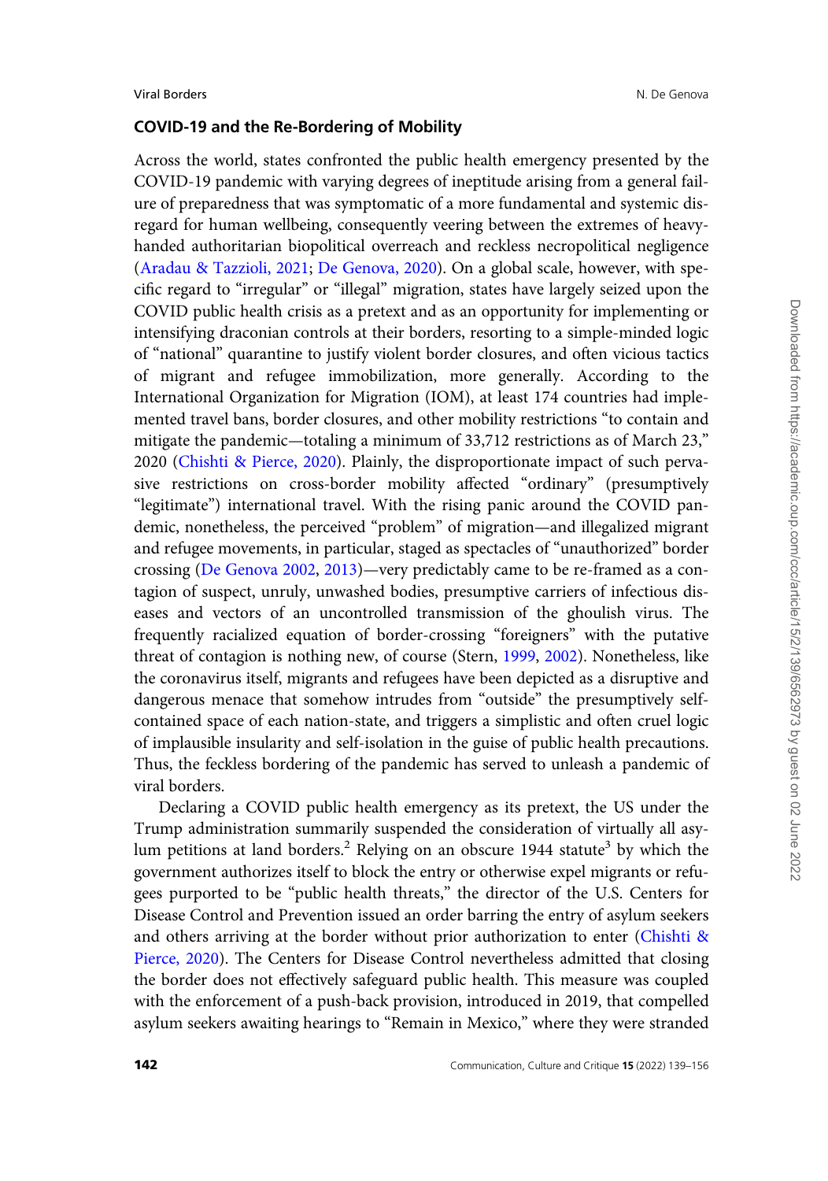## COVID-19 and the Re-Bordering of Mobility

Across the world, states confronted the public health emergency presented by the COVID-19 pandemic with varying degrees of ineptitude arising from a general failure of preparedness that was symptomatic of a more fundamental and systemic disregard for human wellbeing, consequently veering between the extremes of heavy-handed authoritarian biopolitical overreach and reckless necropolitical negligence (Aradau & Tazzioli, 2021; De Genova, 2020). On a global scale, however, with specific regard to "irregular" or "illegal" migration, states have largely seized upon the COVID public health crisis as a pretext and as an opportunity for implementing or intensifying draconian controls at their borders, resorting to a simple-minded logic of "national" quarantine to justify violent border closures, and often vicious tactics of migrant and refugee immobilization, more generally. According to the International Organization for Migration (IOM), at least 174 countries had implemented travel bans, border closures, and other mobility restrictions "to contain and mitigate the pandemic—totaling a minimum of 33,712 restrictions as of March 23," 2020 (Chishti & Pierce, 2020). Plainly, the disproportionate impact of such pervasive restrictions on cross-border mobility affected "ordinary" (presumptively "legitimate") international travel. With the rising panic around the COVID pandemic, nonetheless, the perceived "problem" of migration—and illegalized migrant and refugee movements, in particular, staged as spectacles of "unauthorized" border crossing (De Genova 2002, 2013)—very predictably came to be re-framed as a contagion of suspect, unruly, unwashed bodies, presumptive carriers of infectious diseases and vectors of an uncontrolled transmission of the ghoulish virus. The frequently racialized equation of border-crossing "foreigners" with the putative threat of contagion is nothing new, of course (Stern, 1999, 2002). Nonetheless, like the coronavirus itself, migrants and refugees have been depicted as a disruptive and dangerous menace that somehow intrudes from "outside" the presumptively self-contained space of each nation-state, and triggers a simplistic and often cruel logic of implausible insularity and self-isolation in the guise of public health precautions. Thus, the feckless bordering of the pandemic has served to unleash a pandemic of viral borders.

Declaring a COVID public health emergency as its pretext, the US under the Trump administration summarily suspended the consideration of virtually all asylum petitions at land borders.[2] Relying on an obscure 1944 statute[3] by which the government authorizes itself to block the entry or otherwise expel migrants or refugees purported to be "public health threats," the director of the U.S. Centers for Disease Control and Prevention issued an order barring the entry of asylum seekers and others arriving at the border without prior authorization to enter (Chishti & Pierce, 2020). The Centers for Disease Control nevertheless admitted that closing the border does not effectively safeguard public health. This measure was coupled with the enforcement of a push-back provision, introduced in 2019, that compelled asylum seekers awaiting hearings to "Remain in Mexico," where they were stranded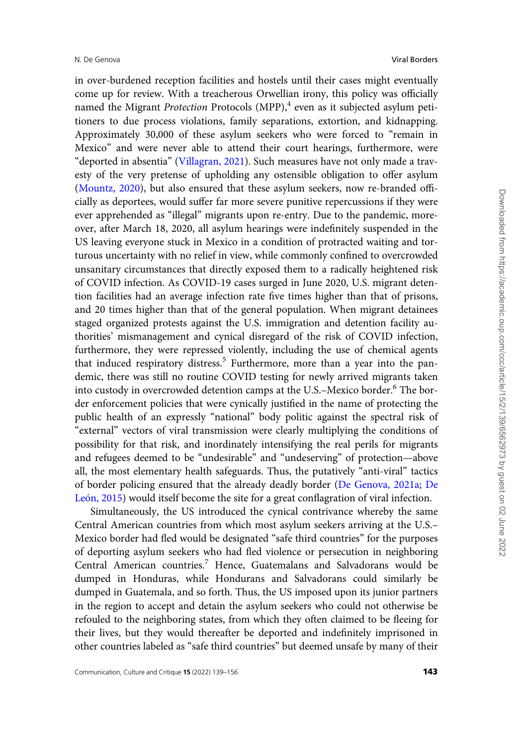in over-burdened reception facilities and hostels until their cases might eventually come up for review. With a treacherous Orwellian irony, this policy was officially named the Migrant *Protection* Protocols (MPP),[4] even as it subjected asylum petitioners to due process violations, family separations, extortion, and kidnapping. Approximately 30,000 of these asylum seekers who were forced to "remain in Mexico" and were never able to attend their court hearings, furthermore, were "deported in absentia" (Villagran, 2021). Such measures have not only made a travesty of the very pretense of upholding any ostensible obligation to offer asylum (Mountz, 2020), but also ensured that these asylum seekers, now re-branded officially as deportees, would suffer far more severe punitive repercussions if they were ever apprehended as "illegal" migrants upon re-entry. Due to the pandemic, moreover, after March 18, 2020, all asylum hearings were indefinitely suspended in the US leaving everyone stuck in Mexico in a condition of protracted waiting and torturous uncertainty with no relief in view, while commonly confined to overcrowded unsanitary circumstances that directly exposed them to a radically heightened risk of COVID infection. As COVID-19 cases surged in June 2020, U.S. migrant detention facilities had an average infection rate five times higher than that of prisons, and 20 times higher than that of the general population. When migrant detainees staged organized protests against the U.S. immigration and detention facility authorities' mismanagement and cynical disregard of the risk of COVID infection, furthermore, they were repressed violently, including the use of chemical agents that induced respiratory distress.[5] Furthermore, more than a year into the pandemic, there was still no routine COVID testing for newly arrived migrants taken into custody in overcrowded detention camps at the U.S.–Mexico border.[6] The border enforcement policies that were cynically justified in the name of protecting the public health of an expressly "national" body politic against the spectral risk of "external" vectors of viral transmission were clearly multiplying the conditions of possibility for that risk, and inordinately intensifying the real perils for migrants and refugees deemed to be "undesirable" and "undeserving" of protection—above all, the most elementary health safeguards. Thus, the putatively "anti-viral" tactics of border policing ensured that the already deadly border (De Genova, 2021a; De León, 2015) would itself become the site for a great conflagration of viral infection.

Simultaneously, the US introduced the cynical contrivance whereby the same Central American countries from which most asylum seekers arriving at the U.S.–Mexico border had fled would be designated "safe third countries" for the purposes of deporting asylum seekers who had fled violence or persecution in neighboring Central American countries.[7] Hence, Guatemalans and Salvadorans would be dumped in Honduras, while Hondurans and Salvadorans could similarly be dumped in Guatemala, and so forth. Thus, the US imposed upon its junior partners in the region to accept and detain the asylum seekers who could not otherwise be refouled to the neighboring states, from which they often claimed to be fleeing for their lives, but they would thereafter be deported and indefinitely imprisoned in other countries labeled as "safe third countries" but deemed unsafe by many of their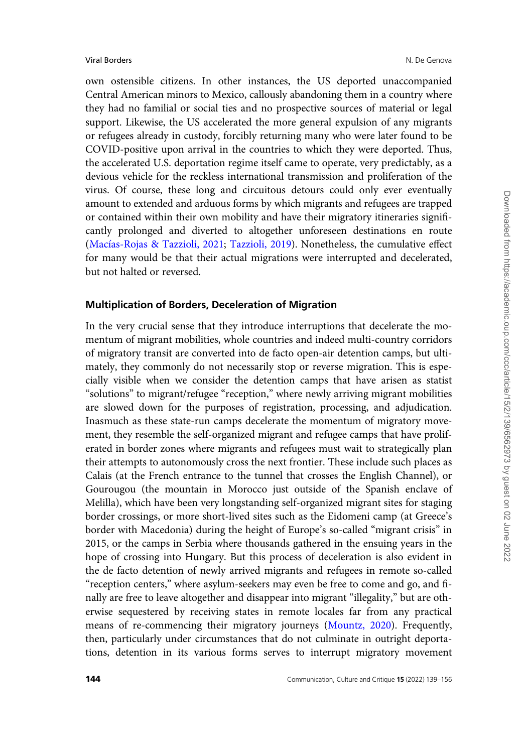own ostensible citizens. In other instances, the US deported unaccompanied Central American minors to Mexico, callously abandoning them in a country where they had no familial or social ties and no prospective sources of material or legal support. Likewise, the US accelerated the more general expulsion of any migrants or refugees already in custody, forcibly returning many who were later found to be COVID-positive upon arrival in the countries to which they were deported. Thus, the accelerated U.S. deportation regime itself came to operate, very predictably, as a devious vehicle for the reckless international transmission and proliferation of the virus. Of course, these long and circuitous detours could only ever eventually amount to extended and arduous forms by which migrants and refugees are trapped or contained within their own mobility and have their migratory itineraries significantly prolonged and diverted to altogether unforeseen destinations en route (Macías-Rojas & Tazzioli, 2021; Tazzioli, 2019). Nonetheless, the cumulative effect for many would be that their actual migrations were interrupted and decelerated, but not halted or reversed.

## Multiplication of Borders, Deceleration of Migration

In the very crucial sense that they introduce interruptions that decelerate the momentum of migrant mobilities, whole countries and indeed multi-country corridors of migratory transit are converted into de facto open-air detention camps, but ultimately, they commonly do not necessarily stop or reverse migration. This is especially visible when we consider the detention camps that have arisen as statist "solutions" to migrant/refugee "reception," where newly arriving migrant mobilities are slowed down for the purposes of registration, processing, and adjudication. Inasmuch as these state-run camps decelerate the momentum of migratory movement, they resemble the self-organized migrant and refugee camps that have proliferated in border zones where migrants and refugees must wait to strategically plan their attempts to autonomously cross the next frontier. These include such places as Calais (at the French entrance to the tunnel that crosses the English Channel), or Gourougou (the mountain in Morocco just outside of the Spanish enclave of Melilla), which have been very longstanding self-organized migrant sites for staging border crossings, or more short-lived sites such as the Eidomeni camp (at Greece's border with Macedonia) during the height of Europe's so-called "migrant crisis" in 2015, or the camps in Serbia where thousands gathered in the ensuing years in the hope of crossing into Hungary. But this process of deceleration is also evident in the de facto detention of newly arrived migrants and refugees in remote so-called "reception centers," where asylum-seekers may even be free to come and go, and finally are free to leave altogether and disappear into migrant "illegality," but are otherwise sequestered by receiving states in remote locales far from any practical means of re-commencing their migratory journeys (Mountz, 2020). Frequently, then, particularly under circumstances that do not culminate in outright deportations, detention in its various forms serves to interrupt migratory movement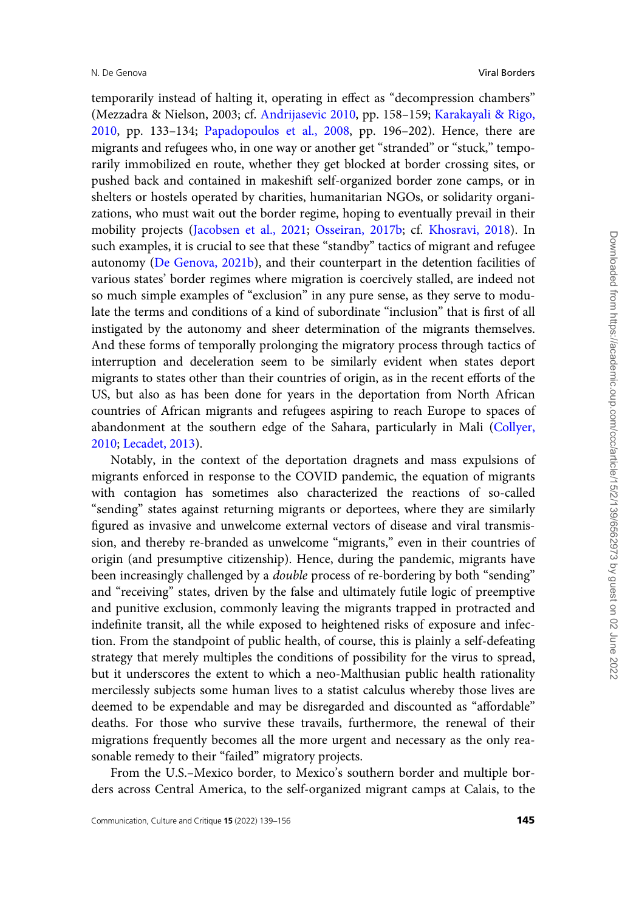temporarily instead of halting it, operating in effect as "decompression chambers" (Mezzadra & Nielson, 2003; cf. Andrijasevic 2010, pp. 158–159; Karakayali & Rigo, 2010, pp. 133–134; Papadopoulos et al., 2008, pp. 196–202). Hence, there are migrants and refugees who, in one way or another get "stranded" or "stuck," temporarily immobilized en route, whether they get blocked at border crossing sites, or pushed back and contained in makeshift self-organized border zone camps, or in shelters or hostels operated by charities, humanitarian NGOs, or solidarity organizations, who must wait out the border regime, hoping to eventually prevail in their mobility projects (Jacobsen et al., 2021; Osseiran, 2017b; cf. Khosravi, 2018). In such examples, it is crucial to see that these "standby" tactics of migrant and refugee autonomy (De Genova, 2021b), and their counterpart in the detention facilities of various states' border regimes where migration is coercively stalled, are indeed not so much simple examples of "exclusion" in any pure sense, as they serve to modulate the terms and conditions of a kind of subordinate "inclusion" that is first of all instigated by the autonomy and sheer determination of the migrants themselves. And these forms of temporally prolonging the migratory process through tactics of interruption and deceleration seem to be similarly evident when states deport migrants to states other than their countries of origin, as in the recent efforts of the US, but also as has been done for years in the deportation from North African countries of African migrants and refugees aspiring to reach Europe to spaces of abandonment at the southern edge of the Sahara, particularly in Mali (Collyer, 2010; Lecadet, 2013).

Notably, in the context of the deportation dragnets and mass expulsions of migrants enforced in response to the COVID pandemic, the equation of migrants with contagion has sometimes also characterized the reactions of so-called "sending" states against returning migrants or deportees, where they are similarly figured as invasive and unwelcome external vectors of disease and viral transmission, and thereby re-branded as unwelcome "migrants," even in their countries of origin (and presumptive citizenship). Hence, during the pandemic, migrants have been increasingly challenged by a *double* process of re-bordering by both "sending" and "receiving" states, driven by the false and ultimately futile logic of preemptive and punitive exclusion, commonly leaving the migrants trapped in protracted and indefinite transit, all the while exposed to heightened risks of exposure and infection. From the standpoint of public health, of course, this is plainly a self-defeating strategy that merely multiples the conditions of possibility for the virus to spread, but it underscores the extent to which a neo-Malthusian public health rationality mercilessly subjects some human lives to a statist calculus whereby those lives are deemed to be expendable and may be disregarded and discounted as "affordable" deaths. For those who survive these travails, furthermore, the renewal of their migrations frequently becomes all the more urgent and necessary as the only reasonable remedy to their "failed" migratory projects.

From the U.S.–Mexico border, to Mexico's southern border and multiple borders across Central America, to the self-organized migrant camps at Calais, to the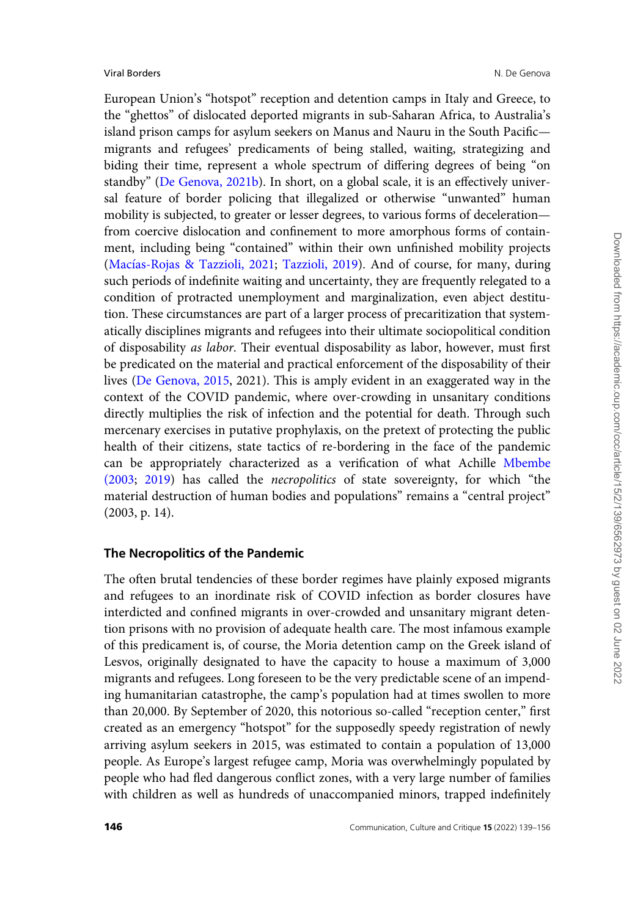European Union's "hotspot" reception and detention camps in Italy and Greece, to the "ghettos" of dislocated deported migrants in sub-Saharan Africa, to Australia's island prison camps for asylum seekers on Manus and Nauru in the South Pacific—migrants and refugees' predicaments of being stalled, waiting, strategizing and biding their time, represent a whole spectrum of differing degrees of being "on standby" (De Genova, 2021b). In short, on a global scale, it is an effectively universal feature of border policing that illegalized or otherwise "unwanted" human mobility is subjected, to greater or lesser degrees, to various forms of deceleration—from coercive dislocation and confinement to more amorphous forms of containment, including being "contained" within their own unfinished mobility projects (Macías-Rojas & Tazzioli, 2021; Tazzioli, 2019). And of course, for many, during such periods of indefinite waiting and uncertainty, they are frequently relegated to a condition of protracted unemployment and marginalization, even abject destitution. These circumstances are part of a larger process of precaritization that systematically disciplines migrants and refugees into their ultimate sociopolitical condition of disposability *as labor*. Their eventual disposability as labor, however, must first be predicated on the material and practical enforcement of the disposability of their lives (De Genova, 2015, 2021). This is amply evident in an exaggerated way in the context of the COVID pandemic, where over-crowding in unsanitary conditions directly multiplies the risk of infection and the potential for death. Through such mercenary exercises in putative prophylaxis, on the pretext of protecting the public health of their citizens, state tactics of re-bordering in the face of the pandemic can be appropriately characterized as a verification of what Achille Mbembe (2003; 2019) has called the *necropolitics* of state sovereignty, for which "the material destruction of human bodies and populations" remains a "central project" (2003, p. 14).

### The Necropolitics of the Pandemic

The often brutal tendencies of these border regimes have plainly exposed migrants and refugees to an inordinate risk of COVID infection as border closures have interdicted and confined migrants in over-crowded and unsanitary migrant detention prisons with no provision of adequate health care. The most infamous example of this predicament is, of course, the Moria detention camp on the Greek island of Lesvos, originally designated to have the capacity to house a maximum of 3,000 migrants and refugees. Long foreseen to be the very predictable scene of an impending humanitarian catastrophe, the camp's population had at times swollen to more than 20,000. By September of 2020, this notorious so-called "reception center," first created as an emergency "hotspot" for the supposedly speedy registration of newly arriving asylum seekers in 2015, was estimated to contain a population of 13,000 people. As Europe's largest refugee camp, Moria was overwhelmingly populated by people who had fled dangerous conflict zones, with a very large number of families with children as well as hundreds of unaccompanied minors, trapped indefinitely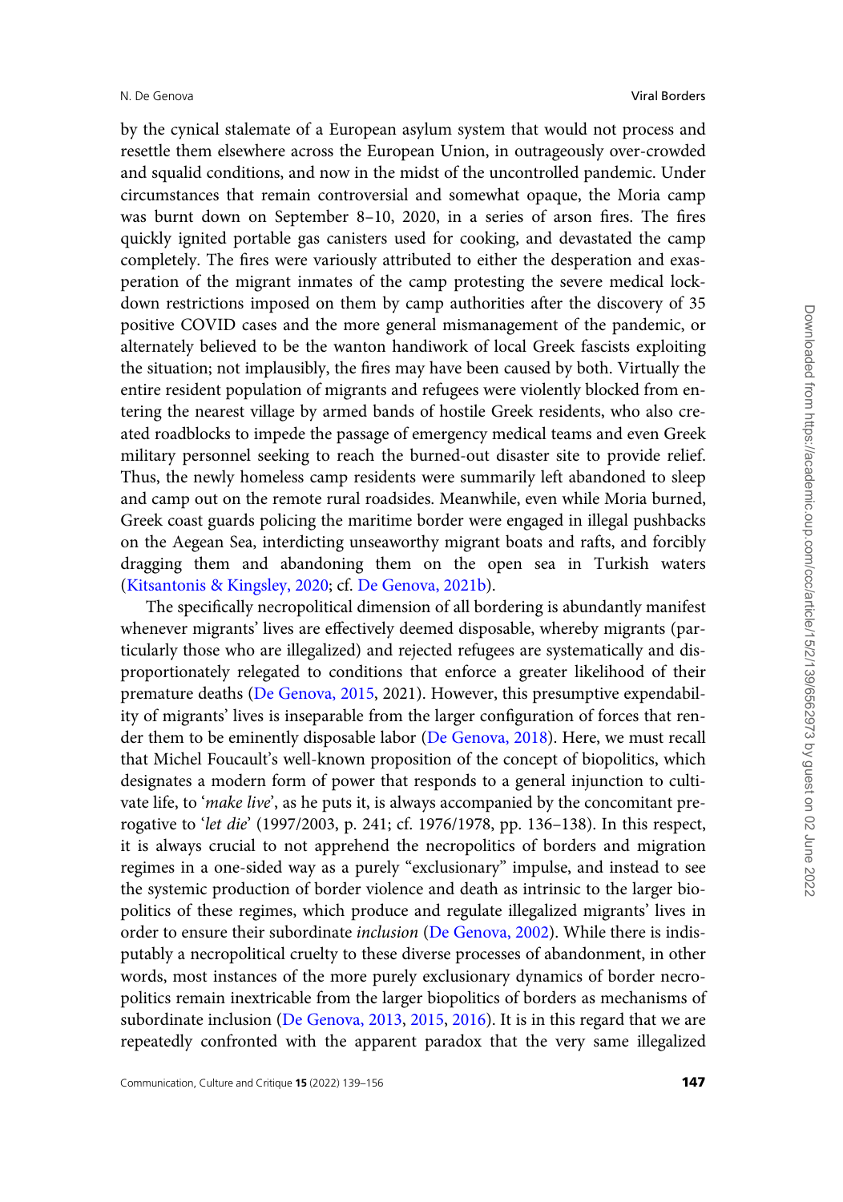by the cynical stalemate of a European asylum system that would not process and resettle them elsewhere across the European Union, in outrageously over-crowded and squalid conditions, and now in the midst of the uncontrolled pandemic. Under circumstances that remain controversial and somewhat opaque, the Moria camp was burnt down on September 8–10, 2020, in a series of arson fires. The fires quickly ignited portable gas canisters used for cooking, and devastated the camp completely. The fires were variously attributed to either the desperation and exasperation of the migrant inmates of the camp protesting the severe medical lockdown restrictions imposed on them by camp authorities after the discovery of 35 positive COVID cases and the more general mismanagement of the pandemic, or alternately believed to be the wanton handiwork of local Greek fascists exploiting the situation; not implausibly, the fires may have been caused by both. Virtually the entire resident population of migrants and refugees were violently blocked from entering the nearest village by armed bands of hostile Greek residents, who also created roadblocks to impede the passage of emergency medical teams and even Greek military personnel seeking to reach the burned-out disaster site to provide relief. Thus, the newly homeless camp residents were summarily left abandoned to sleep and camp out on the remote rural roadsides. Meanwhile, even while Moria burned, Greek coast guards policing the maritime border were engaged in illegal pushbacks on the Aegean Sea, interdicting unseaworthy migrant boats and rafts, and forcibly dragging them and abandoning them on the open sea in Turkish waters (Kitsantonis & Kingsley, 2020; cf. De Genova, 2021b).

The specifically necropolitical dimension of all bordering is abundantly manifest whenever migrants' lives are effectively deemed disposable, whereby migrants (particularly those who are illegalized) and rejected refugees are systematically and disproportionately relegated to conditions that enforce a greater likelihood of their premature deaths (De Genova, 2015, 2021). However, this presumptive expendability of migrants' lives is inseparable from the larger configuration of forces that render them to be eminently disposable labor (De Genova, 2018). Here, we must recall that Michel Foucault's well-known proposition of the concept of biopolitics, which designates a modern form of power that responds to a general injunction to cultivate life, to '*make live*', as he puts it, is always accompanied by the concomitant prerogative to '*let die*' (1997/2003, p. 241; cf. 1976/1978, pp. 136–138). In this respect, it is always crucial to not apprehend the necropolitics of borders and migration regimes in a one-sided way as a purely "exclusionary" impulse, and instead to see the systemic production of border violence and death as intrinsic to the larger biopolitics of these regimes, which produce and regulate illegalized migrants' lives in order to ensure their subordinate *inclusion* (De Genova, 2002). While there is indisputably a necropolitical cruelty to these diverse processes of abandonment, in other words, most instances of the more purely exclusionary dynamics of border necropolitics remain inextricable from the larger biopolitics of borders as mechanisms of subordinate inclusion (De Genova, 2013, 2015, 2016). It is in this regard that we are repeatedly confronted with the apparent paradox that the very same illegalized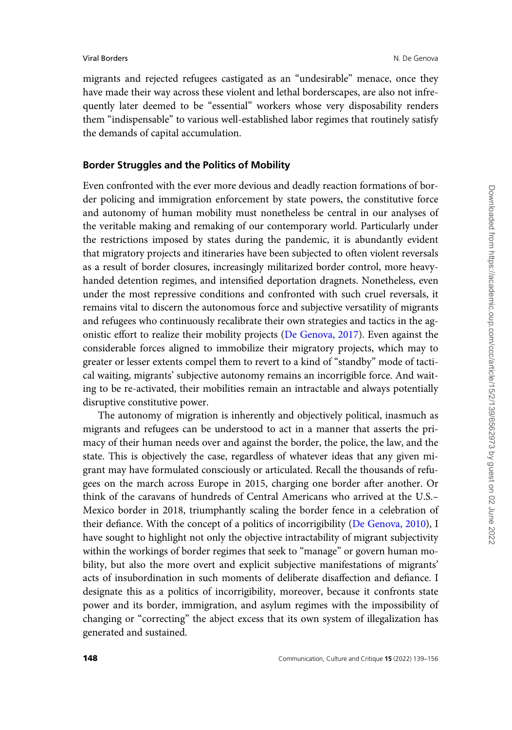migrants and rejected refugees castigated as an "undesirable" menace, once they have made their way across these violent and lethal borderscapes, are also not infrequently later deemed to be "essential" workers whose very disposability renders them "indispensable" to various well-established labor regimes that routinely satisfy the demands of capital accumulation.

## Border Struggles and the Politics of Mobility

Even confronted with the ever more devious and deadly reaction formations of border policing and immigration enforcement by state powers, the constitutive force and autonomy of human mobility must nonetheless be central in our analyses of the veritable making and remaking of our contemporary world. Particularly under the restrictions imposed by states during the pandemic, it is abundantly evident that migratory projects and itineraries have been subjected to often violent reversals as a result of border closures, increasingly militarized border control, more heavy-handed detention regimes, and intensified deportation dragnets. Nonetheless, even under the most repressive conditions and confronted with such cruel reversals, it remains vital to discern the autonomous force and subjective versatility of migrants and refugees who continuously recalibrate their own strategies and tactics in the agonistic effort to realize their mobility projects (De Genova, 2017). Even against the considerable forces aligned to immobilize their migratory projects, which may to greater or lesser extents compel them to revert to a kind of "standby" mode of tactical waiting, migrants' subjective autonomy remains an incorrigible force. And waiting to be re-activated, their mobilities remain an intractable and always potentially disruptive constitutive power.

The autonomy of migration is inherently and objectively political, inasmuch as migrants and refugees can be understood to act in a manner that asserts the primacy of their human needs over and against the border, the police, the law, and the state. This is objectively the case, regardless of whatever ideas that any given migrant may have formulated consciously or articulated. Recall the thousands of refugees on the march across Europe in 2015, charging one border after another. Or think of the caravans of hundreds of Central Americans who arrived at the U.S.–Mexico border in 2018, triumphantly scaling the border fence in a celebration of their defiance. With the concept of a politics of incorrigibility (De Genova, 2010), I have sought to highlight not only the objective intractability of migrant subjectivity within the workings of border regimes that seek to "manage" or govern human mobility, but also the more overt and explicit subjective manifestations of migrants' acts of insubordination in such moments of deliberate disaffection and defiance. I designate this as a politics of incorrigibility, moreover, because it confronts state power and its border, immigration, and asylum regimes with the impossibility of changing or "correcting" the abject excess that its own system of illegalization has generated and sustained.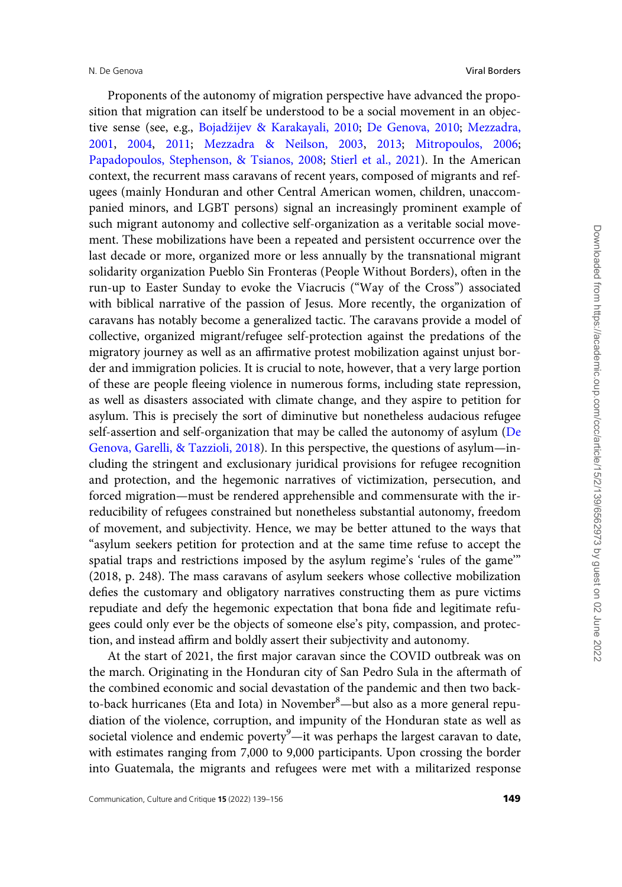Proponents of the autonomy of migration perspective have advanced the proposition that migration can itself be understood to be a social movement in an objective sense (see, e.g., Bojadžijev & Karakayali, 2010; De Genova, 2010; Mezzadra, 2001, 2004, 2011; Mezzadra & Neilson, 2003, 2013; Mitropoulos, 2006; Papadopoulos, Stephenson, & Tsianos, 2008; Stierl et al., 2021). In the American context, the recurrent mass caravans of recent years, composed of migrants and refugees (mainly Honduran and other Central American women, children, unaccompanied minors, and LGBT persons) signal an increasingly prominent example of such migrant autonomy and collective self-organization as a veritable social movement. These mobilizations have been a repeated and persistent occurrence over the last decade or more, organized more or less annually by the transnational migrant solidarity organization Pueblo Sin Fronteras (People Without Borders), often in the run-up to Easter Sunday to evoke the Viacrucis ("Way of the Cross") associated with biblical narrative of the passion of Jesus. More recently, the organization of caravans has notably become a generalized tactic. The caravans provide a model of collective, organized migrant/refugee self-protection against the predations of the migratory journey as well as an affirmative protest mobilization against unjust border and immigration policies. It is crucial to note, however, that a very large portion of these are people fleeing violence in numerous forms, including state repression, as well as disasters associated with climate change, and they aspire to petition for asylum. This is precisely the sort of diminutive but nonetheless audacious refugee self-assertion and self-organization that may be called the autonomy of asylum (De Genova, Garelli, & Tazzioli, 2018). In this perspective, the questions of asylum—including the stringent and exclusionary juridical provisions for refugee recognition and protection, and the hegemonic narratives of victimization, persecution, and forced migration—must be rendered apprehensible and commensurate with the irreducibility of refugees constrained but nonetheless substantial autonomy, freedom of movement, and subjectivity. Hence, we may be better attuned to the ways that "asylum seekers petition for protection and at the same time refuse to accept the spatial traps and restrictions imposed by the asylum regime's 'rules of the game'" (2018, p. 248). The mass caravans of asylum seekers whose collective mobilization defies the customary and obligatory narratives constructing them as pure victims repudiate and defy the hegemonic expectation that bona fide and legitimate refugees could only ever be the objects of someone else's pity, compassion, and protection, and instead affirm and boldly assert their subjectivity and autonomy.

At the start of 2021, the first major caravan since the COVID outbreak was on the march. Originating in the Honduran city of San Pedro Sula in the aftermath of the combined economic and social devastation of the pandemic and then two back-to-back hurricanes (Eta and Iota) in November[8]—but also as a more general repudiation of the violence, corruption, and impunity of the Honduran state as well as societal violence and endemic poverty[9]—it was perhaps the largest caravan to date, with estimates ranging from 7,000 to 9,000 participants. Upon crossing the border into Guatemala, the migrants and refugees were met with a militarized response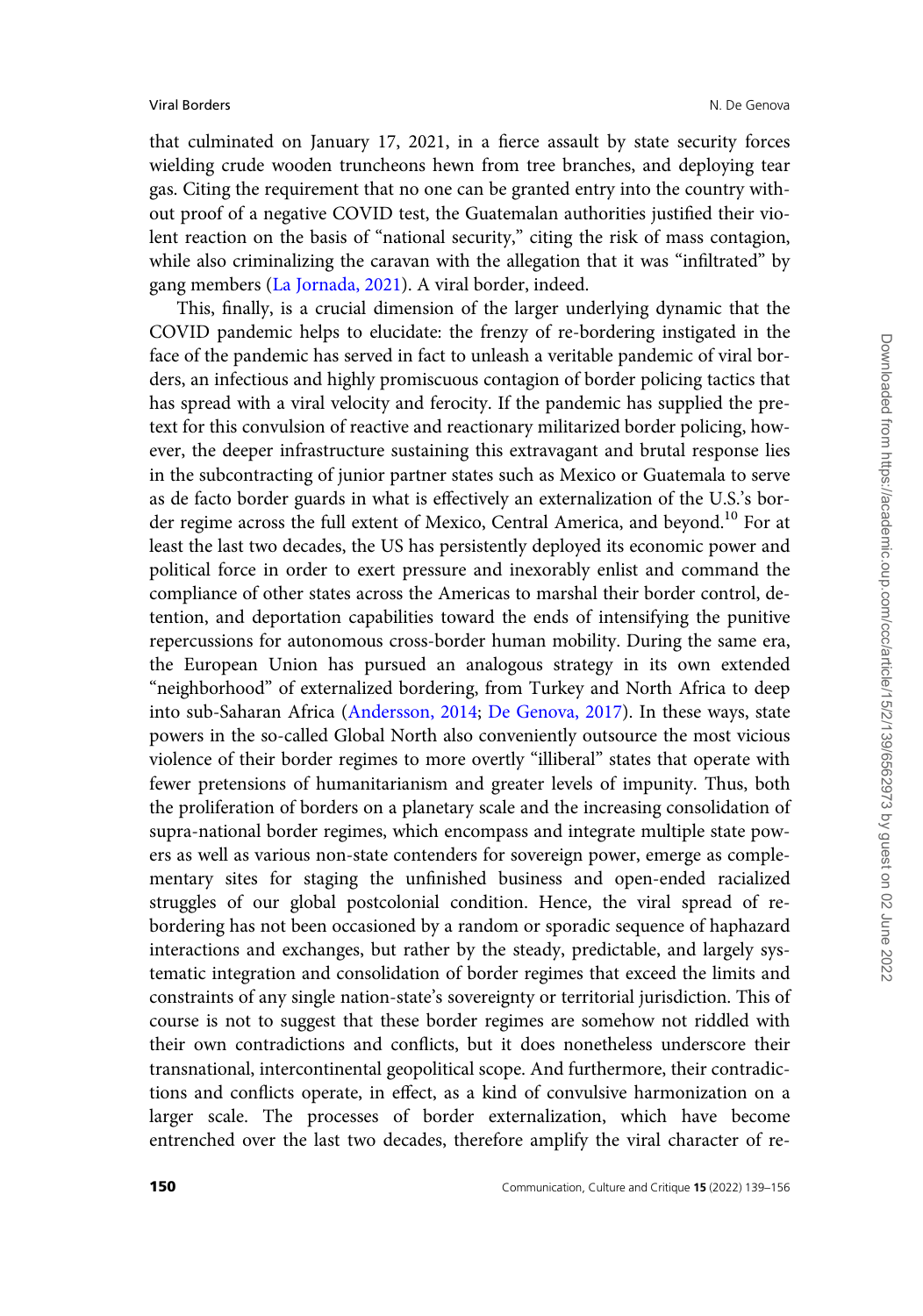that culminated on January 17, 2021, in a fierce assault by state security forces wielding crude wooden truncheons hewn from tree branches, and deploying tear gas. Citing the requirement that no one can be granted entry into the country without proof of a negative COVID test, the Guatemalan authorities justified their violent reaction on the basis of "national security," citing the risk of mass contagion, while also criminalizing the caravan with the allegation that it was "infiltrated" by gang members (La Jornada, 2021). A viral border, indeed.

This, finally, is a crucial dimension of the larger underlying dynamic that the COVID pandemic helps to elucidate: the frenzy of re-bordering instigated in the face of the pandemic has served in fact to unleash a veritable pandemic of viral borders, an infectious and highly promiscuous contagion of border policing tactics that has spread with a viral velocity and ferocity. If the pandemic has supplied the pretext for this convulsion of reactive and reactionary militarized border policing, however, the deeper infrastructure sustaining this extravagant and brutal response lies in the subcontracting of junior partner states such as Mexico or Guatemala to serve as de facto border guards in what is effectively an externalization of the U.S.'s border regime across the full extent of Mexico, Central America, and beyond.[10] For at least the last two decades, the US has persistently deployed its economic power and political force in order to exert pressure and inexorably enlist and command the compliance of other states across the Americas to marshal their border control, detention, and deportation capabilities toward the ends of intensifying the punitive repercussions for autonomous cross-border human mobility. During the same era, the European Union has pursued an analogous strategy in its own extended "neighborhood" of externalized bordering, from Turkey and North Africa to deep into sub-Saharan Africa (Andersson, 2014; De Genova, 2017). In these ways, state powers in the so-called Global North also conveniently outsource the most vicious violence of their border regimes to more overtly "illiberal" states that operate with fewer pretensions of humanitarianism and greater levels of impunity. Thus, both the proliferation of borders on a planetary scale and the increasing consolidation of supra-national border regimes, which encompass and integrate multiple state powers as well as various non-state contenders for sovereign power, emerge as complementary sites for staging the unfinished business and open-ended racialized struggles of our global postcolonial condition. Hence, the viral spread of re-bordering has not been occasioned by a random or sporadic sequence of haphazard interactions and exchanges, but rather by the steady, predictable, and largely systematic integration and consolidation of border regimes that exceed the limits and constraints of any single nation-state's sovereignty or territorial jurisdiction. This of course is not to suggest that these border regimes are somehow not riddled with their own contradictions and conflicts, but it does nonetheless underscore their transnational, intercontinental geopolitical scope. And furthermore, their contradictions and conflicts operate, in effect, as a kind of convulsive harmonization on a larger scale. The processes of border externalization, which have become entrenched over the last two decades, therefore amplify the viral character of re-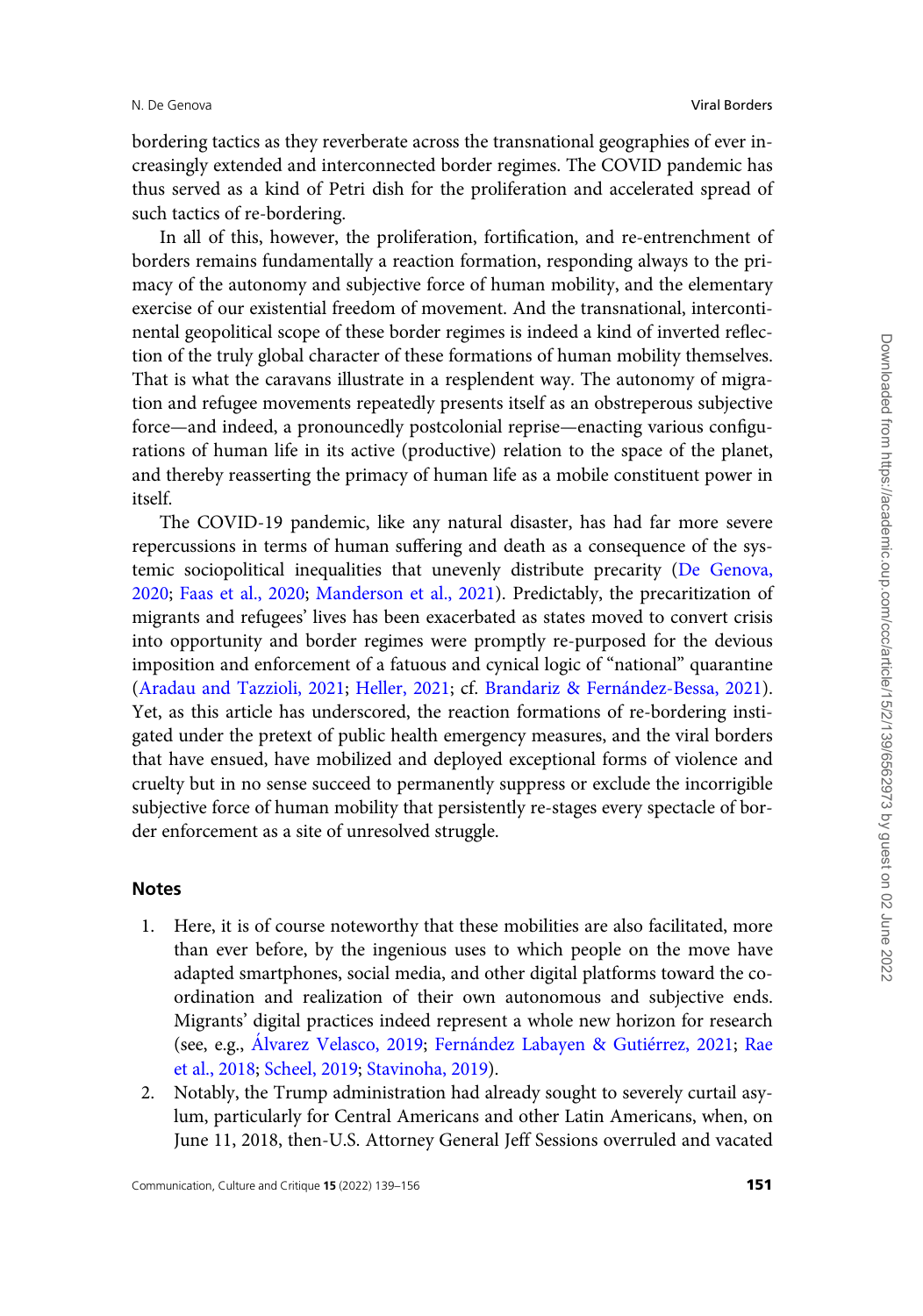bordering tactics as they reverberate across the transnational geographies of ever increasingly extended and interconnected border regimes. The COVID pandemic has thus served as a kind of Petri dish for the proliferation and accelerated spread of such tactics of re-bordering.

In all of this, however, the proliferation, fortification, and re-entrenchment of borders remains fundamentally a reaction formation, responding always to the primacy of the autonomy and subjective force of human mobility, and the elementary exercise of our existential freedom of movement. And the transnational, intercontinental geopolitical scope of these border regimes is indeed a kind of inverted reflection of the truly global character of these formations of human mobility themselves. That is what the caravans illustrate in a resplendent way. The autonomy of migration and refugee movements repeatedly presents itself as an obstreperous subjective force—and indeed, a pronouncedly postcolonial reprise—enacting various configurations of human life in its active (productive) relation to the space of the planet, and thereby reasserting the primacy of human life as a mobile constituent power in itself.

The COVID-19 pandemic, like any natural disaster, has had far more severe repercussions in terms of human suffering and death as a consequence of the systemic sociopolitical inequalities that unevenly distribute precarity (De Genova, 2020; Faas et al., 2020; Manderson et al., 2021). Predictably, the precaritization of migrants and refugees' lives has been exacerbated as states moved to convert crisis into opportunity and border regimes were promptly re-purposed for the devious imposition and enforcement of a fatuous and cynical logic of "national" quarantine (Aradau and Tazzioli, 2021; Heller, 2021; cf. Brandariz & Fernández-Bessa, 2021). Yet, as this article has underscored, the reaction formations of re-bordering instigated under the pretext of public health emergency measures, and the viral borders that have ensued, have mobilized and deployed exceptional forms of violence and cruelty but in no sense succeed to permanently suppress or exclude the incorrigible subjective force of human mobility that persistently re-stages every spectacle of border enforcement as a site of unresolved struggle.

## Notes

1. Here, it is of course noteworthy that these mobilities are also facilitated, more than ever before, by the ingenious uses to which people on the move have adapted smartphones, social media, and other digital platforms toward the coordination and realization of their own autonomous and subjective ends. Migrants' digital practices indeed represent a whole new horizon for research (see, e.g., Álvarez Velasco, 2019; Fernández Labayen & Gutiérrez, 2021; Rae et al., 2018; Scheel, 2019; Stavinoha, 2019).
2. Notably, the Trump administration had already sought to severely curtail asylum, particularly for Central Americans and other Latin Americans, when, on June 11, 2018, then-U.S. Attorney General Jeff Sessions overruled and vacated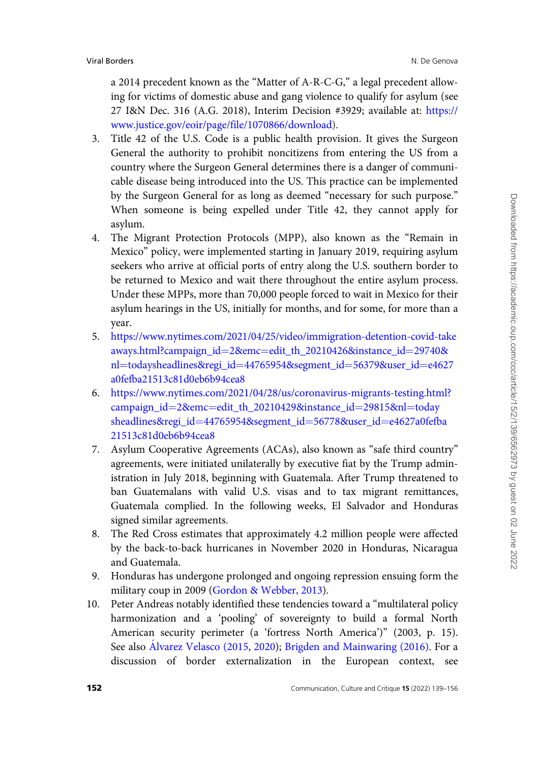a 2014 precedent known as the "Matter of A-R-C-G," a legal precedent allowing for victims of domestic abuse and gang violence to qualify for asylum (see 27 I&N Dec. 316 (A.G. 2018), Interim Decision #3929; available at: https://www.justice.gov/eoir/page/file/1070866/download).

3. Title 42 of the U.S. Code is a public health provision. It gives the Surgeon General the authority to prohibit noncitizens from entering the US from a country where the Surgeon General determines there is a danger of communicable disease being introduced into the US. This practice can be implemented by the Surgeon General for as long as deemed "necessary for such purpose." When someone is being expelled under Title 42, they cannot apply for asylum.
4. The Migrant Protection Protocols (MPP), also known as the "Remain in Mexico" policy, were implemented starting in January 2019, requiring asylum seekers who arrive at official ports of entry along the U.S. southern border to be returned to Mexico and wait there throughout the entire asylum process. Under these MPPs, more than 70,000 people forced to wait in Mexico for their asylum hearings in the US, initially for months, and for some, for more than a year.
5. https://www.nytimes.com/2021/04/25/video/immigration-detention-covid-takeaways.html?campaign_id=2&emc=edit_th_20210426&instance_id=29740&nl=todaysheadlines&regi_id=44765954&segment_id=56379&user_id=e4627a0fefba21513c81d0eb6b94cea8
6. https://www.nytimes.com/2021/04/28/us/coronavirus-migrants-testing.html?campaign_id=2&emc=edit_th_20210429&instance_id=29815&nl=todaysheadlines&regi_id=44765954&segment_id=56778&user_id=e4627a0fefba21513c81d0eb6b94cea8
7. Asylum Cooperative Agreements (ACAs), also known as "safe third country" agreements, were initiated unilaterally by executive fiat by the Trump administration in July 2018, beginning with Guatemala. After Trump threatened to ban Guatemalans with valid U.S. visas and to tax migrant remittances, Guatemala complied. In the following weeks, El Salvador and Honduras signed similar agreements.
8. The Red Cross estimates that approximately 4.2 million people were affected by the back-to-back hurricanes in November 2020 in Honduras, Nicaragua and Guatemala.
9. Honduras has undergone prolonged and ongoing repression ensuing form the military coup in 2009 (Gordon & Webber, 2013).
10. Peter Andreas notably identified these tendencies toward a "multilateral policy harmonization and a 'pooling' of sovereignty to build a formal North American security perimeter (a 'fortress North America')" (2003, p. 15). See also Álvarez Velasco (2015, 2020); Brigden and Mainwaring (2016). For a discussion of border externalization in the European context, see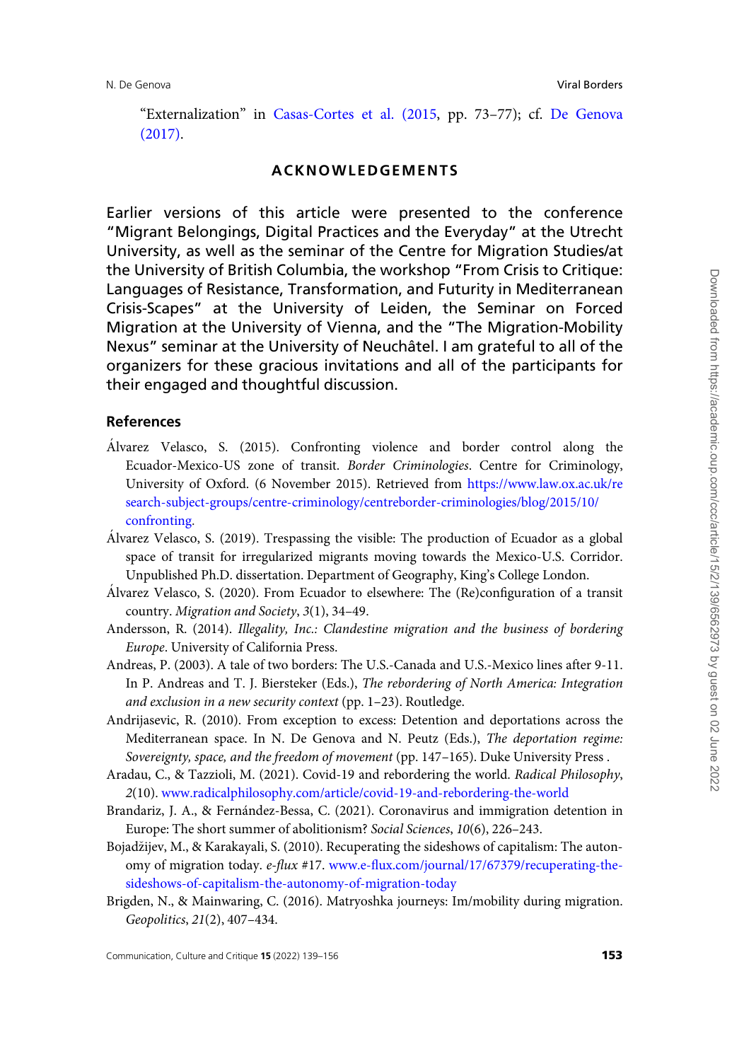"Externalization" in Casas-Cortes et al. (2015, pp. 73–77); cf. De Genova (2017).

## ACKNOWLEDGEMENTS

Earlier versions of this article were presented to the conference "Migrant Belongings, Digital Practices and the Everyday" at the Utrecht University, as well as the seminar of the Centre for Migration Studies/at the University of British Columbia, the workshop "From Crisis to Critique: Languages of Resistance, Transformation, and Futurity in Mediterranean Crisis-Scapes" at the University of Leiden, the Seminar on Forced Migration at the University of Vienna, and the "The Migration-Mobility Nexus" seminar at the University of Neuchâtel. I am grateful to all of the organizers for these gracious invitations and all of the participants for their engaged and thoughtful discussion.

## References

Álvarez Velasco, S. (2015). Confronting violence and border control along the Ecuador-Mexico-US zone of transit. *Border Criminologies*. Centre for Criminology, University of Oxford. (6 November 2015). Retrieved from https://www.law.ox.ac.uk/research-subject-groups/centre-criminology/centreborder-criminologies/blog/2015/10/confronting.

Álvarez Velasco, S. (2019). Trespassing the visible: The production of Ecuador as a global space of transit for irregularized migrants moving towards the Mexico-U.S. Corridor. Unpublished Ph.D. dissertation. Department of Geography, King's College London.

Álvarez Velasco, S. (2020). From Ecuador to elsewhere: The (Re)configuration of a transit country. *Migration and Society*, *3*(1), 34–49.

Andersson, R. (2014). *Illegality, Inc.: Clandestine migration and the business of bordering Europe*. University of California Press.

Andreas, P. (2003). A tale of two borders: The U.S.-Canada and U.S.-Mexico lines after 9-11. In P. Andreas and T. J. Biersteker (Eds.), *The rebordering of North America: Integration and exclusion in a new security context* (pp. 1–23). Routledge.

Andrijasevic, R. (2010). From exception to excess: Detention and deportations across the Mediterranean space. In N. De Genova and N. Peutz (Eds.), *The deportation regime: Sovereignty, space, and the freedom of movement* (pp. 147–165). Duke University Press .

Aradau, C., & Tazzioli, M. (2021). Covid-19 and rebordering the world. *Radical Philosophy*, *2*(10). www.radicalphilosophy.com/article/covid-19-and-rebordering-the-world

Brandariz, J. A., & Fernández-Bessa, C. (2021). Coronavirus and immigration detention in Europe: The short summer of abolitionism? *Social Sciences*, *10*(6), 226–243.

Bojadžijev, M., & Karakayali, S. (2010). Recuperating the sideshows of capitalism: The autonomy of migration today. *e-flux* #17. www.e-flux.com/journal/17/67379/recuperating-the-sideshows-of-capitalism-the-autonomy-of-migration-today

Brigden, N., & Mainwaring, C. (2016). Matryoshka journeys: Im/mobility during migration. *Geopolitics*, *21*(2), 407–434.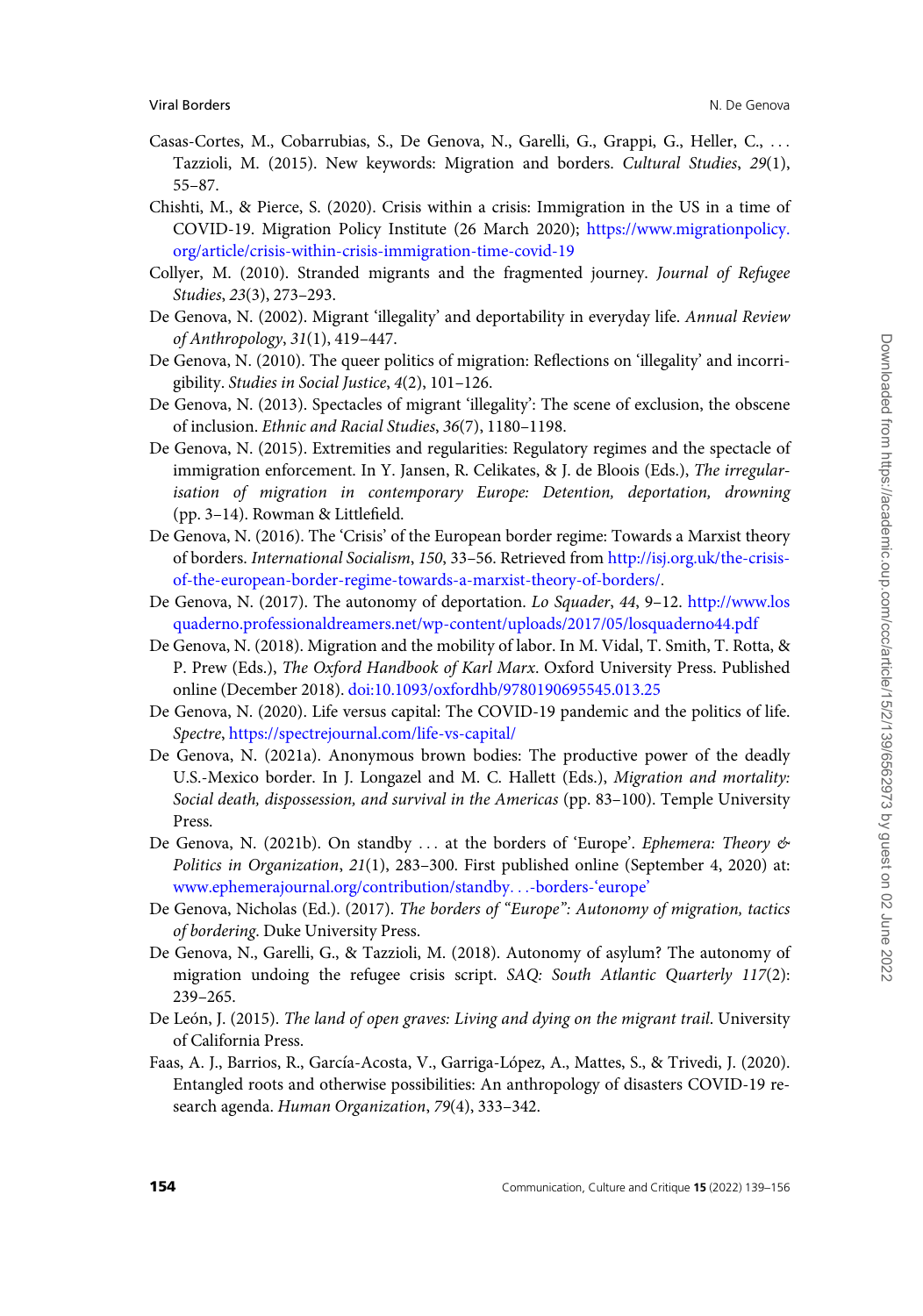Casas-Cortes, M., Cobarrubias, S., De Genova, N., Garelli, G., Grappi, G., Heller, C., ... Tazzioli, M. (2015). New keywords: Migration and borders. *Cultural Studies*, *29*(1), 55–87.

Chishti, M., & Pierce, S. (2020). Crisis within a crisis: Immigration in the US in a time of COVID-19. Migration Policy Institute (26 March 2020); https://www.migrationpolicy.org/article/crisis-within-crisis-immigration-time-covid-19

Collyer, M. (2010). Stranded migrants and the fragmented journey. *Journal of Refugee Studies*, *23*(3), 273–293.

De Genova, N. (2002). Migrant 'illegality' and deportability in everyday life. *Annual Review of Anthropology*, *31*(1), 419–447.

De Genova, N. (2010). The queer politics of migration: Reflections on 'illegality' and incorrigibility. *Studies in Social Justice*, *4*(2), 101–126.

De Genova, N. (2013). Spectacles of migrant 'illegality': The scene of exclusion, the obscene of inclusion. *Ethnic and Racial Studies*, *36*(7), 1180–1198.

De Genova, N. (2015). Extremities and regularities: Regulatory regimes and the spectacle of immigration enforcement. In Y. Jansen, R. Celikates, & J. de Bloois (Eds.), *The irregularisation of migration in contemporary Europe: Detention, deportation, drowning* (pp. 3–14). Rowman & Littlefield.

De Genova, N. (2016). The 'Crisis' of the European border regime: Towards a Marxist theory of borders. *International Socialism*, *150*, 33–56. Retrieved from http://isj.org.uk/the-crisis-of-the-european-border-regime-towards-a-marxist-theory-of-borders/.

De Genova, N. (2017). The autonomy of deportation. *Lo Squader*, *44*, 9–12. http://www.losquaderno.professionaldreamers.net/wp-content/uploads/2017/05/losquaderno44.pdf

De Genova, N. (2018). Migration and the mobility of labor. In M. Vidal, T. Smith, T. Rotta, & P. Prew (Eds.), *The Oxford Handbook of Karl Marx*. Oxford University Press. Published online (December 2018). doi:10.1093/oxfordhb/9780190695545.013.25

De Genova, N. (2020). Life versus capital: The COVID-19 pandemic and the politics of life. *Spectre*, https://spectrejournal.com/life-vs-capital/

De Genova, N. (2021a). Anonymous brown bodies: The productive power of the deadly U.S.-Mexico border. In J. Longazel and M. C. Hallett (Eds.), *Migration and mortality: Social death, dispossession, and survival in the Americas* (pp. 83–100). Temple University Press.

De Genova, N. (2021b). On standby ... at the borders of 'Europe'. *Ephemera: Theory & Politics in Organization*, *21*(1), 283–300. First published online (September 4, 2020) at: www.ephemerajournal.org/contribution/standby...-borders-'europe'

De Genova, Nicholas (Ed.). (2017). *The borders of "Europe": Autonomy of migration, tactics of bordering*. Duke University Press.

De Genova, N., Garelli, G., & Tazzioli, M. (2018). Autonomy of asylum? The autonomy of migration undoing the refugee crisis script. *SAQ: South Atlantic Quarterly* *117*(2): 239–265.

De León, J. (2015). *The land of open graves: Living and dying on the migrant trail*. University of California Press.

Faas, A. J., Barrios, R., García-Acosta, V., Garriga-López, A., Mattes, S., & Trivedi, J. (2020). Entangled roots and otherwise possibilities: An anthropology of disasters COVID-19 research agenda. *Human Organization*, *79*(4), 333–342.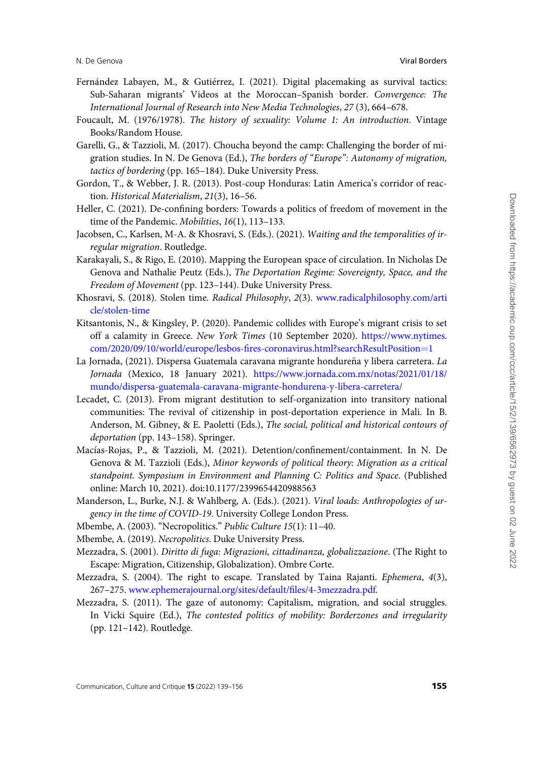Fernández Labayen, M., & Gutiérrez, I. (2021). Digital placemaking as survival tactics: Sub-Saharan migrants' Videos at the Moroccan–Spanish border. *Convergence: The International Journal of Research into New Media Technologies*, *27* (3), 664–678.

Foucault, M. (1976/1978). *The history of sexuality: Volume 1: An introduction*. Vintage Books/Random House.

Garelli, G., & Tazzioli, M. (2017). Choucha beyond the camp: Challenging the border of migration studies. In N. De Genova (Ed.), *The borders of "Europe": Autonomy of migration, tactics of bordering* (pp. 165–184). Duke University Press.

Gordon, T., & Webber, J. R. (2013). Post-coup Honduras: Latin America's corridor of reaction. *Historical Materialism*, *21*(3), 16–56.

Heller, C. (2021). De-confining borders: Towards a politics of freedom of movement in the time of the Pandemic. *Mobilities*, *16*(1), 113–133.

Jacobsen, C., Karlsen, M-A. & Khosravi, S. (Eds.). (2021). *Waiting and the temporalities of irregular migration*. Routledge.

Karakayali, S., & Rigo, E. (2010). Mapping the European space of circulation. In Nicholas De Genova and Nathalie Peutz (Eds.), *The Deportation Regime: Sovereignty, Space, and the Freedom of Movement* (pp. 123–144). Duke University Press.

Khosravi, S. (2018). Stolen time. *Radical Philosophy*, *2*(3). www.radicalphilosophy.com/article/stolen-time

Kitsantonis, N., & Kingsley, P. (2020). Pandemic collides with Europe's migrant crisis to set off a calamity in Greece. *New York Times* (10 September 2020). https://www.nytimes.com/2020/09/10/world/europe/lesbos-fires-coronavirus.html?searchResultPosition=1

La Jornada, (2021). Dispersa Guatemala caravana migrante hondureña y libera carretera. *La Jornada* (Mexico, 18 January 2021). https://www.jornada.com.mx/notas/2021/01/18/mundo/dispersa-guatemala-caravana-migrante-hondurena-y-libera-carretera/

Lecadet, C. (2013). From migrant destitution to self-organization into transitory national communities: The revival of citizenship in post-deportation experience in Mali. In B. Anderson, M. Gibney, & E. Paoletti (Eds.), *The social, political and historical contours of deportation* (pp. 143–158). Springer.

Macías-Rojas, P., & Tazzioli, M. (2021). Detention/confinement/containment. In N. De Genova & M. Tazzioli (Eds.), *Minor keywords of political theory: Migration as a critical standpoint. Symposium in Environment and Planning C: Politics and Space*. (Published online: March 10, 2021). doi:10.1177/2399654420988563

Manderson, L., Burke, N.J. & Wahlberg, A. (Eds.). (2021). *Viral loads: Anthropologies of urgency in the time of COVID-19*. University College London Press.

Mbembe, A. (2003). "Necropolitics." *Public Culture 15*(1): 11–40.

Mbembe, A. (2019). *Necropolitics*. Duke University Press.

Mezzadra, S. (2001). *Diritto di fuga: Migrazioni, cittadinanza, globalizzazione*. (The Right to Escape: Migration, Citizenship, Globalization). Ombre Corte.

Mezzadra, S. (2004). The right to escape. Translated by Taina Rajanti. *Ephemera*, *4*(3), 267–275. www.ephemerajournal.org/sites/default/files/4-3mezzadra.pdf.

Mezzadra, S. (2011). The gaze of autonomy: Capitalism, migration, and social struggles. In Vicki Squire (Ed.), *The contested politics of mobility: Borderzones and irregularity* (pp. 121–142). Routledge.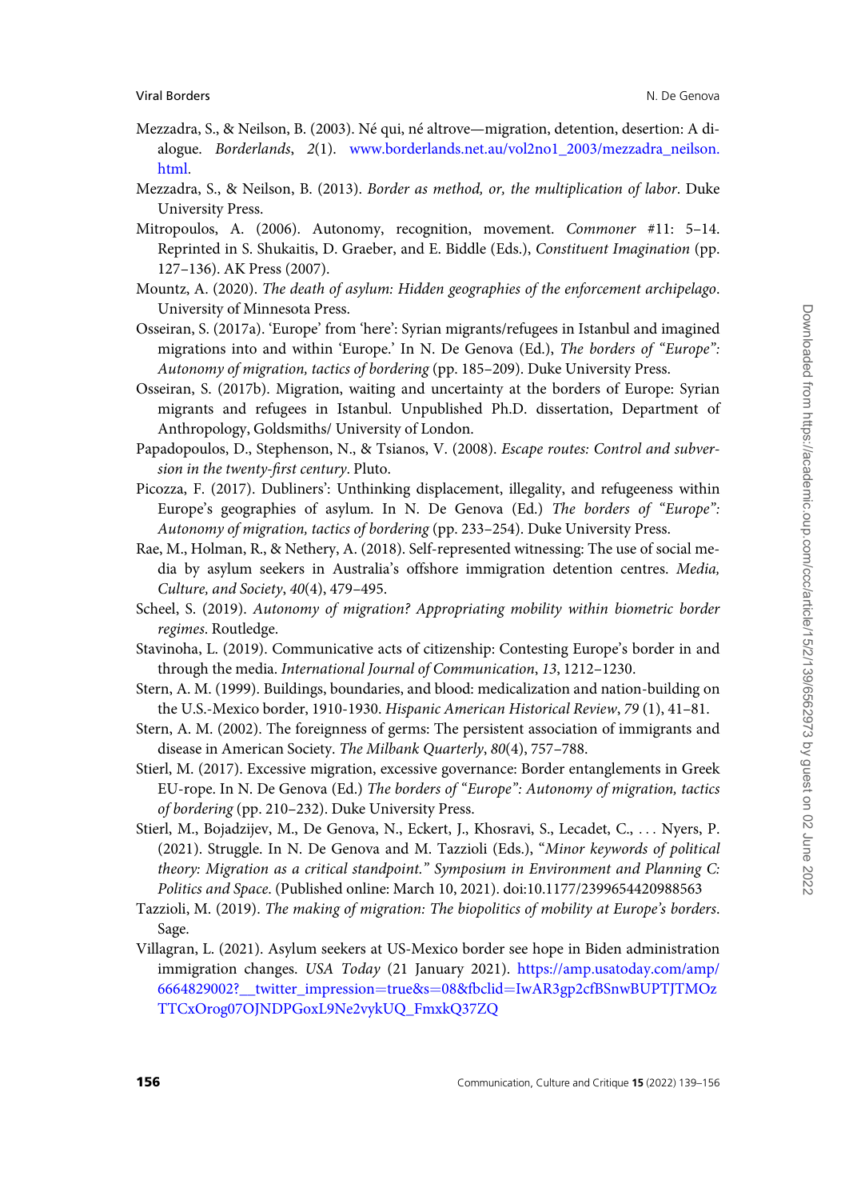Mezzadra, S., & Neilson, B. (2003). Né qui, né altrove—migration, detention, desertion: A dialogue. *Borderlands*, *2*(1). www.borderlands.net.au/vol2no1_2003/mezzadra_neilson.html.

Mezzadra, S., & Neilson, B. (2013). *Border as method, or, the multiplication of labor*. Duke University Press.

Mitropoulos, A. (2006). Autonomy, recognition, movement. *Commoner* #11: 5–14. Reprinted in S. Shukaitis, D. Graeber, and E. Biddle (Eds.), *Constituent Imagination* (pp. 127–136). AK Press (2007).

Mountz, A. (2020). *The death of asylum: Hidden geographies of the enforcement archipelago*. University of Minnesota Press.

Osseiran, S. (2017a). 'Europe' from 'here': Syrian migrants/refugees in Istanbul and imagined migrations into and within 'Europe.' In N. De Genova (Ed.), *The borders of "Europe": Autonomy of migration, tactics of bordering* (pp. 185–209). Duke University Press.

Osseiran, S. (2017b). Migration, waiting and uncertainty at the borders of Europe: Syrian migrants and refugees in Istanbul. Unpublished Ph.D. dissertation, Department of Anthropology, Goldsmiths/ University of London.

Papadopoulos, D., Stephenson, N., & Tsianos, V. (2008). *Escape routes: Control and subversion in the twenty-first century*. Pluto.

Picozza, F. (2017). Dubliners': Unthinking displacement, illegality, and refugeeness within Europe's geographies of asylum. In N. De Genova (Ed.) *The borders of "Europe": Autonomy of migration, tactics of bordering* (pp. 233–254). Duke University Press.

Rae, M., Holman, R., & Nethery, A. (2018). Self-represented witnessing: The use of social media by asylum seekers in Australia's offshore immigration detention centres. *Media, Culture, and Society*, *40*(4), 479–495.

Scheel, S. (2019). *Autonomy of migration? Appropriating mobility within biometric border regimes*. Routledge.

Stavinoha, L. (2019). Communicative acts of citizenship: Contesting Europe's border in and through the media. *International Journal of Communication*, *13*, 1212–1230.

Stern, A. M. (1999). Buildings, boundaries, and blood: medicalization and nation-building on the U.S.-Mexico border, 1910-1930. *Hispanic American Historical Review*, *79* (1), 41–81.

Stern, A. M. (2002). The foreignness of germs: The persistent association of immigrants and disease in American Society. *The Milbank Quarterly*, *80*(4), 757–788.

Stierl, M. (2017). Excessive migration, excessive governance: Border entanglements in Greek EU-rope. In N. De Genova (Ed.) *The borders of "Europe": Autonomy of migration, tactics of bordering* (pp. 210–232). Duke University Press.

Stierl, M., Bojadzijev, M., De Genova, N., Eckert, J., Khosravi, S., Lecadet, C., . . . Nyers, P. (2021). Struggle. In N. De Genova and M. Tazzioli (Eds.), "*Minor keywords of political theory: Migration as a critical standpoint.*" *Symposium in Environment and Planning C: Politics and Space*. (Published online: March 10, 2021). doi:10.1177/2399654420988563

Tazzioli, M. (2019). *The making of migration: The biopolitics of mobility at Europe's borders*. Sage.

Villagran, L. (2021). Asylum seekers at US-Mexico border see hope in Biden administration immigration changes. *USA Today* (21 January 2021). https://amp.usatoday.com/amp/6664829002?__twitter_impression=true&s=08&fbclid=IwAR3gp2cfBSnwBUPTJTMOzTTCxOrog07OJNDPGoxL9Ne2vykUQ_FmxkQ37ZQ